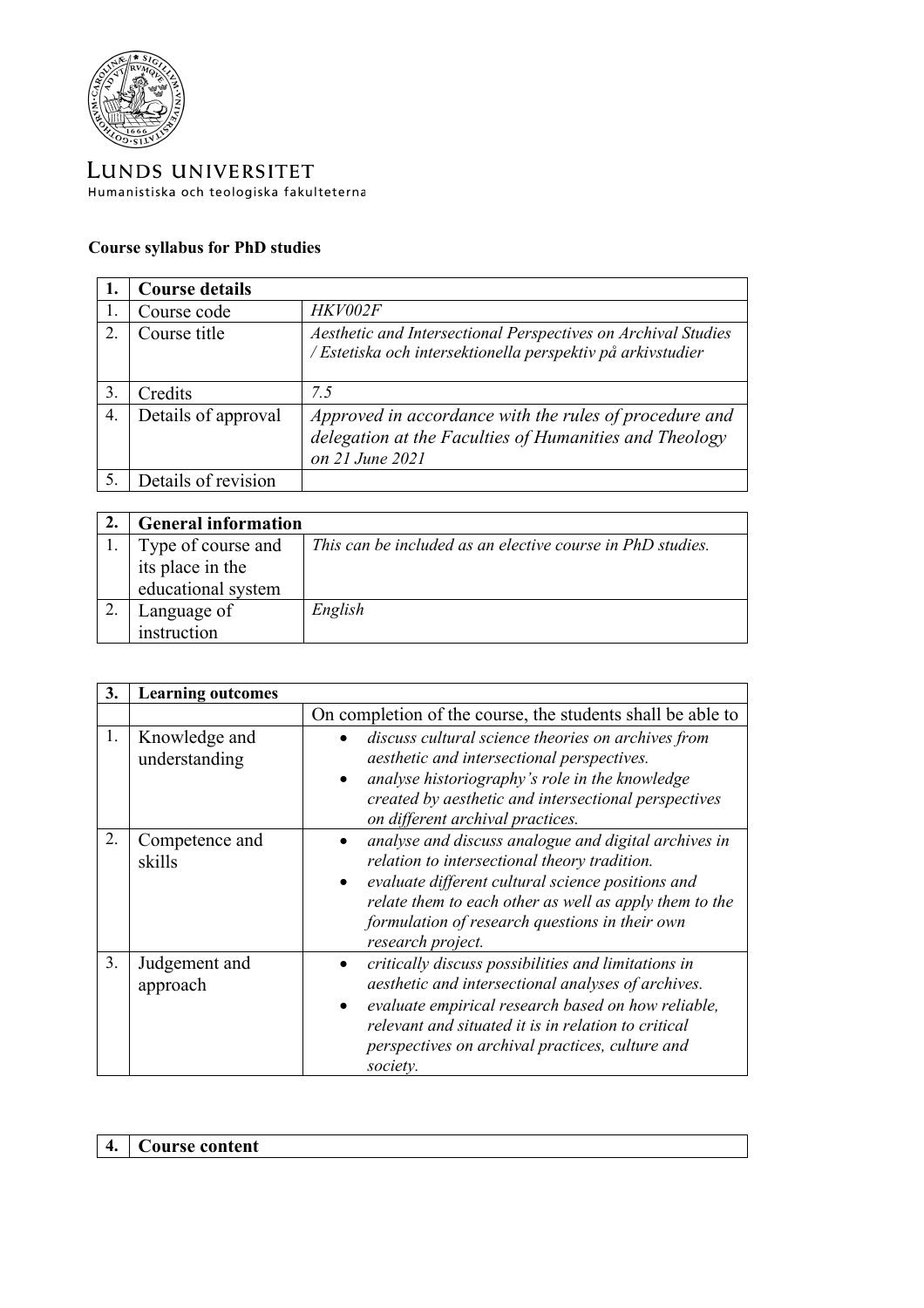# LUNDS UNIVERSITET

Humanistiska och teologiska fakulteterna

**Course syllabus for PhD studies**

| **1.** | **Course details** | |
|---|---|---|
| 1. | Course code | *HKV002F* |
| 2. | Course title | *Aesthetic and Intersectional Perspectives on Archival Studies / Estetiska och intersektionella perspektiv på arkivstudier* |
| 3. | Credits | *7.5* |
| 4. | Details of approval | *Approved in accordance with the rules of procedure and delegation at the Faculties of Humanities and Theology on 21 June 2021* |
| 5. | Details of revision | |

| **2.** | **General information** | |
|---|---|---|
| 1. | Type of course and its place in the educational system | *This can be included as an elective course in PhD studies.* |
| 2. | Language of instruction | *English* |

| **3.** | **Learning outcomes** | |
|---|---|---|
| | | On completion of the course, the students shall be able to |
| 1. | Knowledge and understanding | • *discuss cultural science theories on archives from aesthetic and intersectional perspectives.*<br>• *analyse historiography's role in the knowledge created by aesthetic and intersectional perspectives on different archival practices.* |
| 2. | Competence and skills | • *analyse and discuss analogue and digital archives in relation to intersectional theory tradition.*<br>• *evaluate different cultural science positions and relate them to each other as well as apply them to the formulation of research questions in their own research project.* |
| 3. | Judgement and approach | • *critically discuss possibilities and limitations in aesthetic and intersectional analyses of archives.*<br>• *evaluate empirical research based on how reliable, relevant and situated it is in relation to critical perspectives on archival practices, culture and society.* |

| **4.** | **Course content** |
|---|---|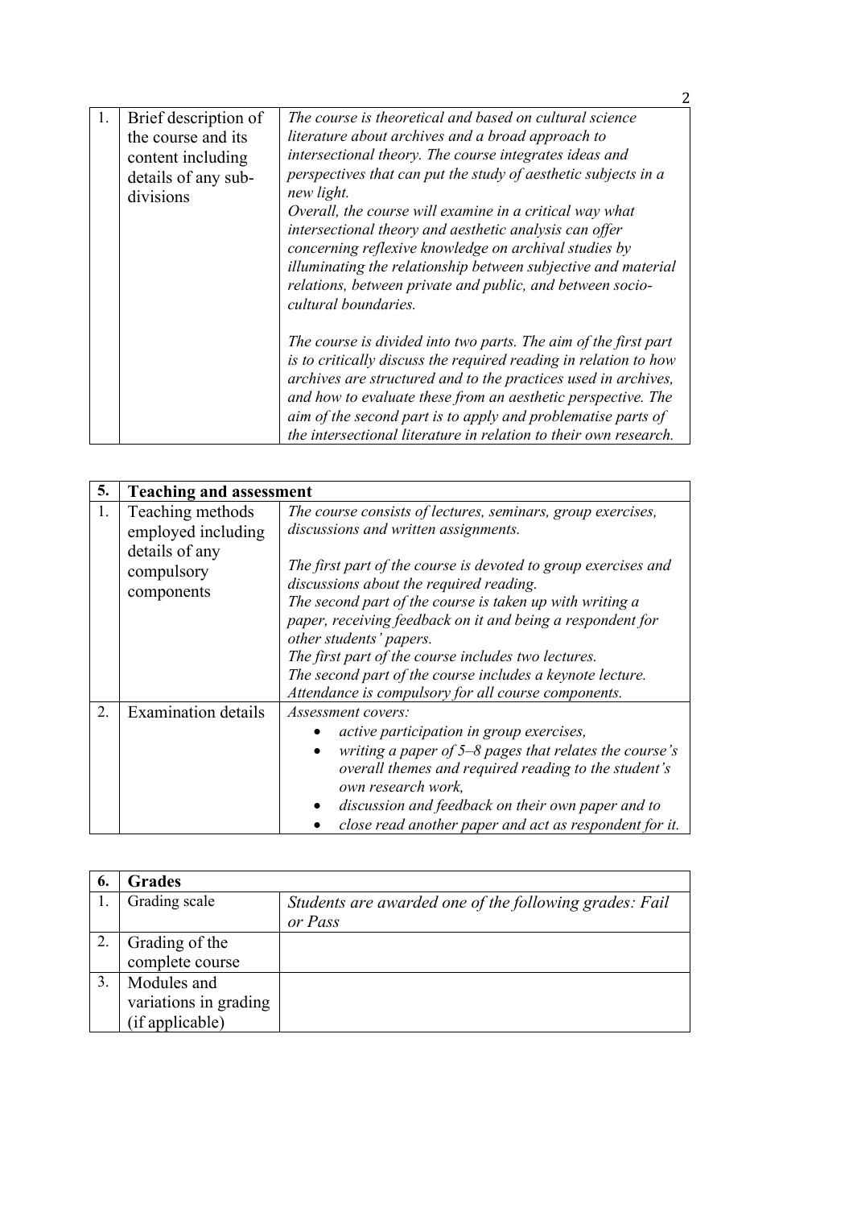| 1. | Brief description of the course and its content including details of any sub-divisions | *The course is theoretical and based on cultural science literature about archives and a broad approach to intersectional theory. The course integrates ideas and perspectives that can put the study of aesthetic subjects in a new light.*<br>*Overall, the course will examine in a critical way what intersectional theory and aesthetic analysis can offer concerning reflexive knowledge on archival studies by illuminating the relationship between subjective and material relations, between private and public, and between socio-cultural boundaries.*<br><br>*The course is divided into two parts. The aim of the first part is to critically discuss the required reading in relation to how archives are structured and to the practices used in archives, and how to evaluate these from an aesthetic perspective. The aim of the second part is to apply and problematise parts of the intersectional literature in relation to their own research.* |
|---|---|---|

| 5. | **Teaching and assessment** | |
|---|---|---|
| 1. | Teaching methods employed including details of any compulsory components | *The course consists of lectures, seminars, group exercises, discussions and written assignments.*<br><br>*The first part of the course is devoted to group exercises and discussions about the required reading.*<br>*The second part of the course is taken up with writing a paper, receiving feedback on it and being a respondent for other students' papers.*<br>*The first part of the course includes two lectures.*<br>*The second part of the course includes a keynote lecture.*<br>*Attendance is compulsory for all course components.* |
| 2. | Examination details | *Assessment covers:*<br>• *active participation in group exercises,*<br>• *writing a paper of 5–8 pages that relates the course's overall themes and required reading to the student's own research work,*<br>• *discussion and feedback on their own paper and to*<br>• *close read another paper and act as respondent for it.* |

| 6. | **Grades** | |
|---|---|---|
| 1. | Grading scale | *Students are awarded one of the following grades: Fail or Pass* |
| 2. | Grading of the complete course | |
| 3. | Modules and variations in grading (if applicable) | |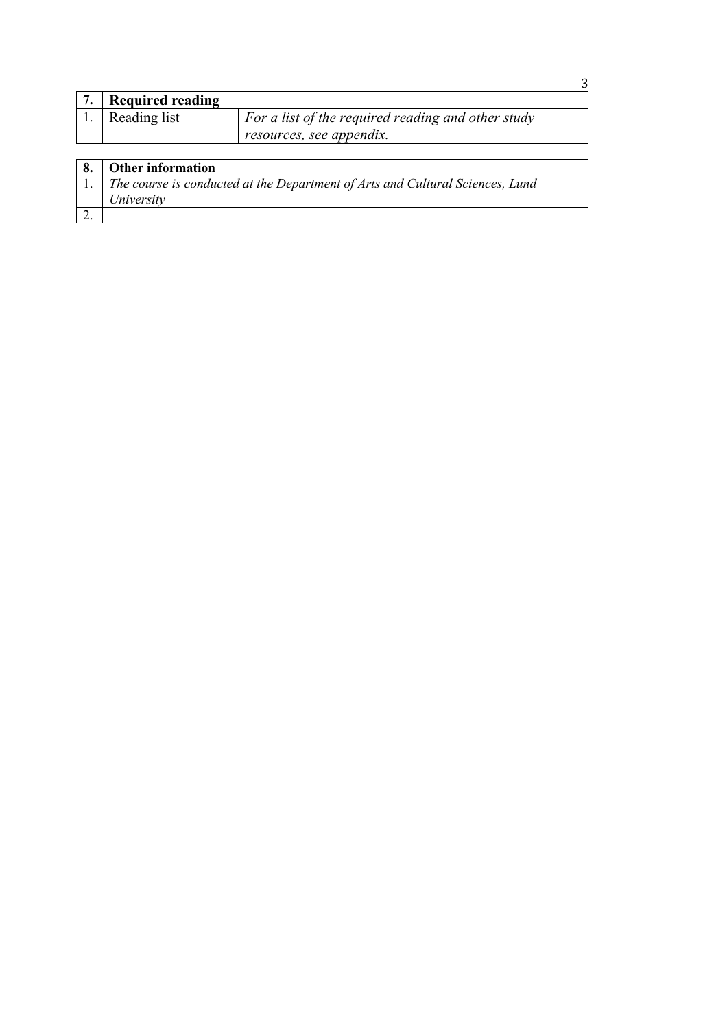| 7. | **Required reading** | |
|---|---|---|
| 1. | Reading list | *For a list of the required reading and other study resources, see appendix.* |

| 8. | **Other information** |
|---|---|
| 1. | *The course is conducted at the Department of Arts and Cultural Sciences, Lund University* |
| 2. | |